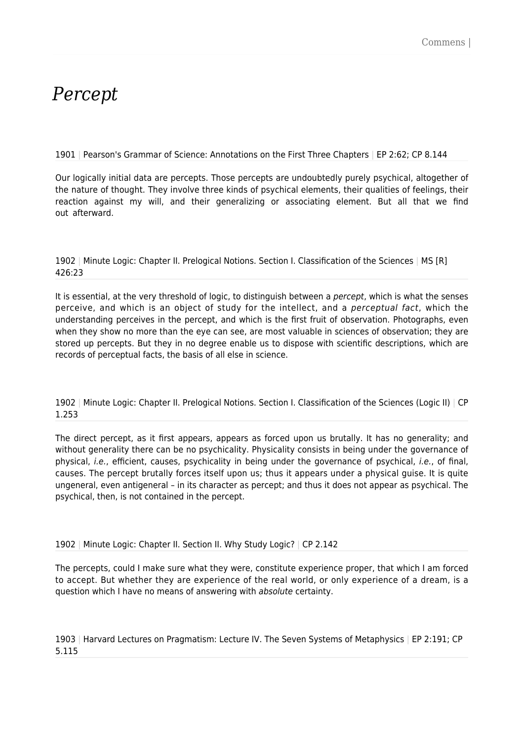# *Percept*

1901 | Pearson's Grammar of Science: Annotations on the First Three Chapters | EP 2:62; CP 8.144

Our logically initial data are percepts. Those percepts are undoubtedly purely psychical, altogether of the nature of thought. They involve three kinds of psychical elements, their qualities of feelings, their reaction against my will, and their generalizing or associating element. But all that we find out afterward.

1902 | Minute Logic: Chapter II. Prelogical Notions. Section I. Classification of the Sciences | MS [R] 426:23

It is essential, at the very threshold of logic, to distinguish between a *percept*, which is what the senses perceive, and which is an object of study for the intellect, and a *perceptual fact*, which the understanding perceives in the percept, and which is the first fruit of observation. Photographs, even when they show no more than the eye can see, are most valuable in sciences of observation; they are stored up percepts. But they in no degree enable us to dispose with scientific descriptions, which are records of perceptual facts, the basis of all else in science.

1902 | Minute Logic: Chapter II. Prelogical Notions. Section I. Classification of the Sciences (Logic II) | CP 1.253

The direct percept, as it first appears, appears as forced upon us brutally. It has no generality; and without generality there can be no psychicality. Physicality consists in being under the governance of physical, *i.e.*, efficient, causes, psychicality in being under the governance of psychical, *i.e.*, of final, causes. The percept brutally forces itself upon us; thus it appears under a physical guise. It is quite ungeneral, even antigeneral – in its character as percept; and thus it does not appear as psychical. The psychical, then, is not contained in the percept.

1902 | Minute Logic: Chapter II. Section II. Why Study Logic? | CP 2.142

The percepts, could I make sure what they were, constitute experience proper, that which I am forced to accept. But whether they are experience of the real world, or only experience of a dream, is a question which I have no means of answering with *absolute* certainty.

1903 | Harvard Lectures on Pragmatism: Lecture IV. The Seven Systems of Metaphysics | EP 2:191; CP 5.115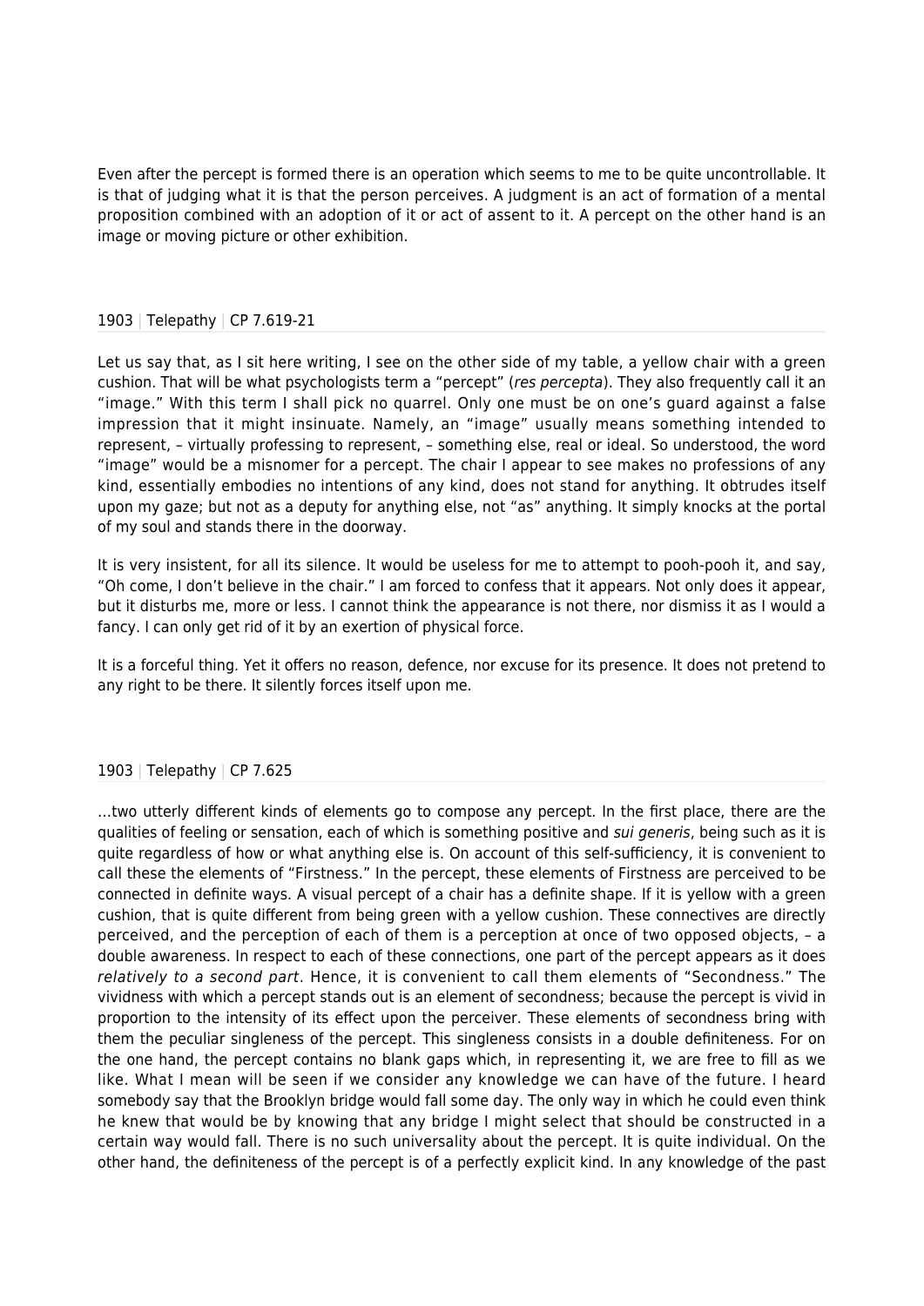Even after the percept is formed there is an operation which seems to me to be quite uncontrollable. It is that of judging what it is that the person perceives. A judgment is an act of formation of a mental proposition combined with an adoption of it or act of assent to it. A percept on the other hand is an image or moving picture or other exhibition.

### 1903 | Telepathy | CP 7.619-21

Let us say that, as I sit here writing, I see on the other side of my table, a yellow chair with a green cushion. That will be what psychologists term a "percept" (*res percepta*). They also frequently call it an "image." With this term I shall pick no quarrel. Only one must be on one's guard against a false impression that it might insinuate. Namely, an "image" usually means something intended to represent, – virtually professing to represent, – something else, real or ideal. So understood, the word "image" would be a misnomer for a percept. The chair I appear to see makes no professions of any kind, essentially embodies no intentions of any kind, does not stand for anything. It obtrudes itself upon my gaze; but not as a deputy for anything else, not "as" anything. It simply knocks at the portal of my soul and stands there in the doorway.

It is very insistent, for all its silence. It would be useless for me to attempt to pooh-pooh it, and say, "Oh come, I don't believe in the chair." I am forced to confess that it appears. Not only does it appear, but it disturbs me, more or less. I cannot think the appearance is not there, nor dismiss it as I would a fancy. I can only get rid of it by an exertion of physical force.

It is a forceful thing. Yet it offers no reason, defence, nor excuse for its presence. It does not pretend to any right to be there. It silently forces itself upon me.

### 1903 | Telepathy | CP 7.625

...two utterly different kinds of elements go to compose any percept. In the first place, there are the qualities of feeling or sensation, each of which is something positive and *sui generis*, being such as it is quite regardless of how or what anything else is. On account of this self-sufficiency, it is convenient to call these the elements of "Firstness." In the percept, these elements of Firstness are perceived to be connected in definite ways. A visual percept of a chair has a definite shape. If it is yellow with a green cushion, that is quite different from being green with a yellow cushion. These connectives are directly perceived, and the perception of each of them is a perception at once of two opposed objects, – a double awareness. In respect to each of these connections, one part of the percept appears as it does *relatively to a second part*. Hence, it is convenient to call them elements of "Secondness." The vividness with which a percept stands out is an element of secondness; because the percept is vivid in proportion to the intensity of its effect upon the perceiver. These elements of secondness bring with them the peculiar singleness of the percept. This singleness consists in a double definiteness. For on the one hand, the percept contains no blank gaps which, in representing it, we are free to fill as we like. What I mean will be seen if we consider any knowledge we can have of the future. I heard somebody say that the Brooklyn bridge would fall some day. The only way in which he could even think he knew that would be by knowing that any bridge I might select that should be constructed in a certain way would fall. There is no such universality about the percept. It is quite individual. On the other hand, the definiteness of the percept is of a perfectly explicit kind. In any knowledge of the past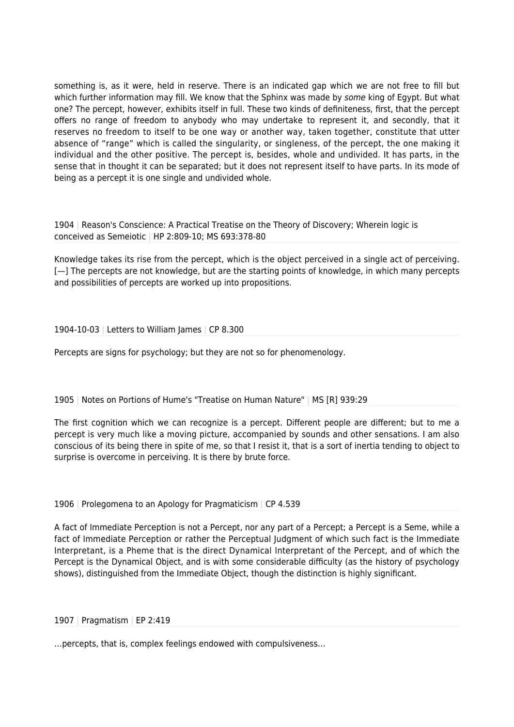something is, as it were, held in reserve. There is an indicated gap which we are not free to fill but which further information may fill. We know that the Sphinx was made by *some* king of Egypt. But what one? The percept, however, exhibits itself in full. These two kinds of definiteness, first, that the percept offers no range of freedom to anybody who may undertake to represent it, and secondly, that it reserves no freedom to itself to be one way or another way, taken together, constitute that utter absence of "range" which is called the singularity, or singleness, of the percept, the one making it individual and the other positive. The percept is, besides, whole and undivided. It has parts, in the sense that in thought it can be separated; but it does not represent itself to have parts. In its mode of being as a percept it is one single and undivided whole.

1904 | Reason's Conscience: A Practical Treatise on the Theory of Discovery; Wherein logic is conceived as Semeiotic | HP 2:809-10; MS 693:378-80

Knowledge takes its rise from the percept, which is the object perceived in a single act of perceiving. [—] The percepts are not knowledge, but are the starting points of knowledge, in which many percepts and possibilities of percepts are worked up into propositions.

1904-10-03 | Letters to William James | CP 8.300

Percepts are signs for psychology; but they are not so for phenomenology.

1905 | Notes on Portions of Hume's "Treatise on Human Nature" | MS [R] 939:29

The first cognition which we can recognize is a percept. Different people are different; but to me a percept is very much like a moving picture, accompanied by sounds and other sensations. I am also conscious of its being there in spite of me, so that I resist it, that is a sort of inertia tending to object to surprise is overcome in perceiving. It is there by brute force.

1906 | Prolegomena to an Apology for Pragmaticism | CP 4.539

A fact of Immediate Perception is not a Percept, nor any part of a Percept; a Percept is a Seme, while a fact of Immediate Perception or rather the Perceptual Judgment of which such fact is the Immediate Interpretant, is a Pheme that is the direct Dynamical Interpretant of the Percept, and of which the Percept is the Dynamical Object, and is with some considerable difficulty (as the history of psychology shows), distinguished from the Immediate Object, though the distinction is highly significant.

1907 | Pragmatism | EP 2:419

…percepts, that is, complex feelings endowed with compulsiveness…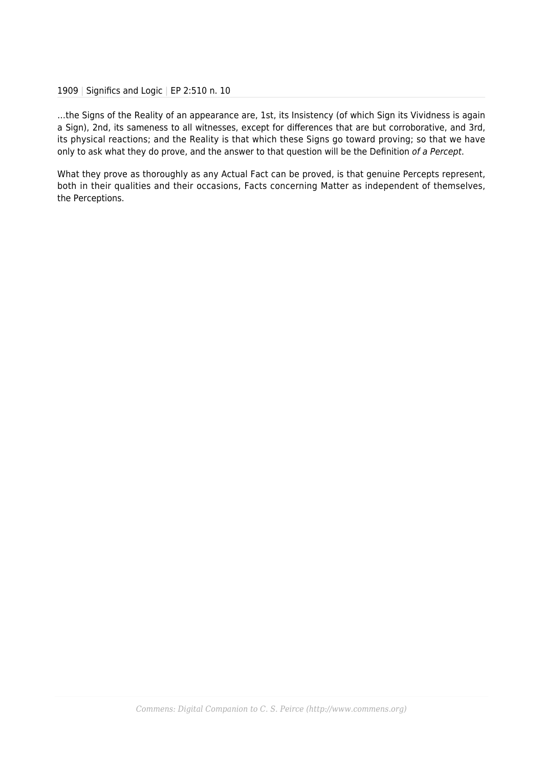1909 | Significs and Logic | EP 2:510 n. 10

…the Signs of the Reality of an appearance are, 1st, its Insistency (of which Sign its Vividness is again a Sign), 2nd, its sameness to all witnesses, except for differences that are but corroborative, and 3rd, its physical reactions; and the Reality is that which these Signs go toward proving; so that we have only to ask what they do prove, and the answer to that question will be the Definition *of a Percept*.

What they prove as thoroughly as any Actual Fact can be proved, is that genuine Percepts represent, both in their qualities and their occasions, Facts concerning Matter as independent of themselves, the Perceptions.